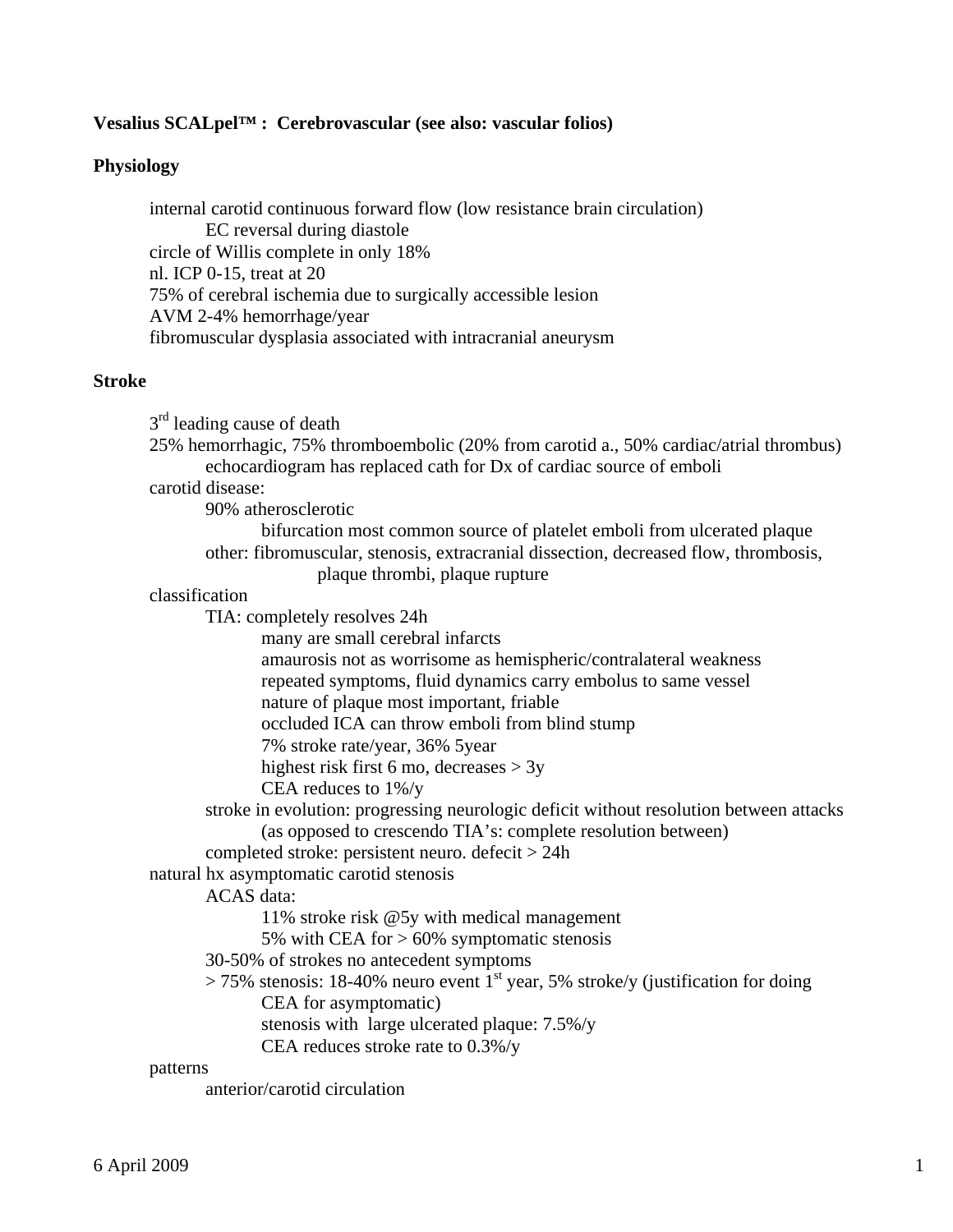**Vesalius SCALpel™ : Cerebrovascular (see also: vascular folios)**

## Physiology

- internal carotid continuous forward flow (low resistance brain circulation)
  - EC reversal during diastole
- circle of Willis complete in only 18%
- nl. ICP 0-15, treat at 20
- 75% of cerebral ischemia due to surgically accessible lesion
- AVM 2-4% hemorrhage/year
- fibromuscular dysplasia associated with intracranial aneurysm

## Stroke

- 3rd leading cause of death
- 25% hemorrhagic, 75% thromboembolic (20% from carotid a., 50% cardiac/atrial thrombus)
  - echocardiogram has replaced cath for Dx of cardiac source of emboli
- carotid disease:
  - 90% atherosclerotic
    - bifurcation most common source of platelet emboli from ulcerated plaque
  - other: fibromuscular, stenosis, extracranial dissection, decreased flow, thrombosis, plaque thrombi, plaque rupture
- classification
  - TIA: completely resolves 24h
    - many are small cerebral infarcts
    - amaurosis not as worrisome as hemispheric/contralateral weakness
    - repeated symptoms, fluid dynamics carry embolus to same vessel
    - nature of plaque most important, friable
    - occluded ICA can throw emboli from blind stump
    - 7% stroke rate/year, 36% 5year
    - highest risk first 6 mo, decreases > 3y
    - CEA reduces to 1%/y
  - stroke in evolution: progressing neurologic deficit without resolution between attacks (as opposed to crescendo TIA's: complete resolution between)
  - completed stroke: persistent neuro. defecit > 24h
- natural hx asymptomatic carotid stenosis
  - ACAS data:
    - 11% stroke risk @5y with medical management
    - 5% with CEA for > 60% symptomatic stenosis
  - 30-50% of strokes no antecedent symptoms
  - > 75% stenosis: 18-40% neuro event 1st year, 5% stroke/y (justification for doing CEA for asymptomatic)
    - stenosis with large ulcerated plaque: 7.5%/y
    - CEA reduces stroke rate to 0.3%/y
- patterns
  - anterior/carotid circulation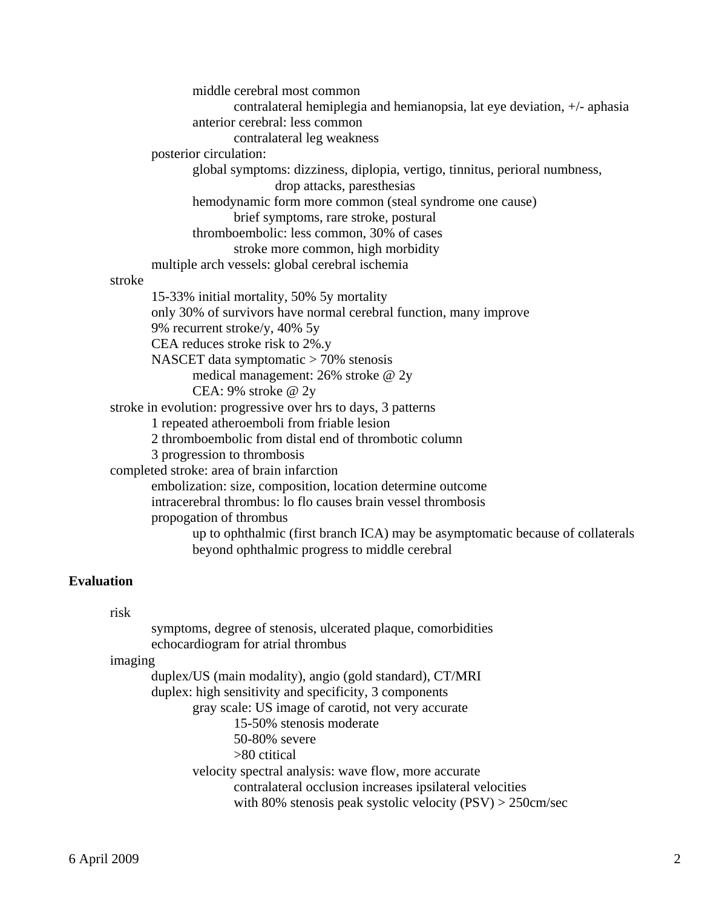- middle cerebral most common
  - contralateral hemiplegia and hemianopsia, lat eye deviation, +/- aphasia
- anterior cerebral: less common
  - contralateral leg weakness

- posterior circulation:
  - global symptoms: dizziness, diplopia, vertigo, tinnitus, perioral numbness, drop attacks, paresthesias
  - hemodynamic form more common (steal syndrome one cause)
    - brief symptoms, rare stroke, postural
  - thromboembolic: less common, 30% of cases
    - stroke more common, high morbidity
- multiple arch vessels: global cerebral ischemia

stroke
- 15-33% initial mortality, 50% 5y mortality
- only 30% of survivors have normal cerebral function, many improve
- 9% recurrent stroke/y, 40% 5y
- CEA reduces stroke risk to 2%.y
- NASCET data symptomatic > 70% stenosis
  - medical management: 26% stroke @ 2y
  - CEA: 9% stroke @ 2y

stroke in evolution: progressive over hrs to days, 3 patterns
- 1 repeated atheroemboli from friable lesion
- 2 thromboembolic from distal end of thrombotic column
- 3 progression to thrombosis

completed stroke: area of brain infarction
- embolization: size, composition, location determine outcome
- intracerebral thrombus: lo flo causes brain vessel thrombosis
- propogation of thrombus
  - up to ophthalmic (first branch ICA) may be asymptomatic because of collaterals
  - beyond ophthalmic progress to middle cerebral

**Evaluation**

risk
- symptoms, degree of stenosis, ulcerated plaque, comorbidities
- echocardiogram for atrial thrombus

imaging
- duplex/US (main modality), angio (gold standard), CT/MRI
- duplex: high sensitivity and specificity, 3 components
  - gray scale: US image of carotid, not very accurate
    - 15-50% stenosis moderate
    - 50-80% severe
    - >80 ctitical
  - velocity spectral analysis: wave flow, more accurate
    - contralateral occlusion increases ipsilateral velocities
    - with 80% stenosis peak systolic velocity (PSV) > 250cm/sec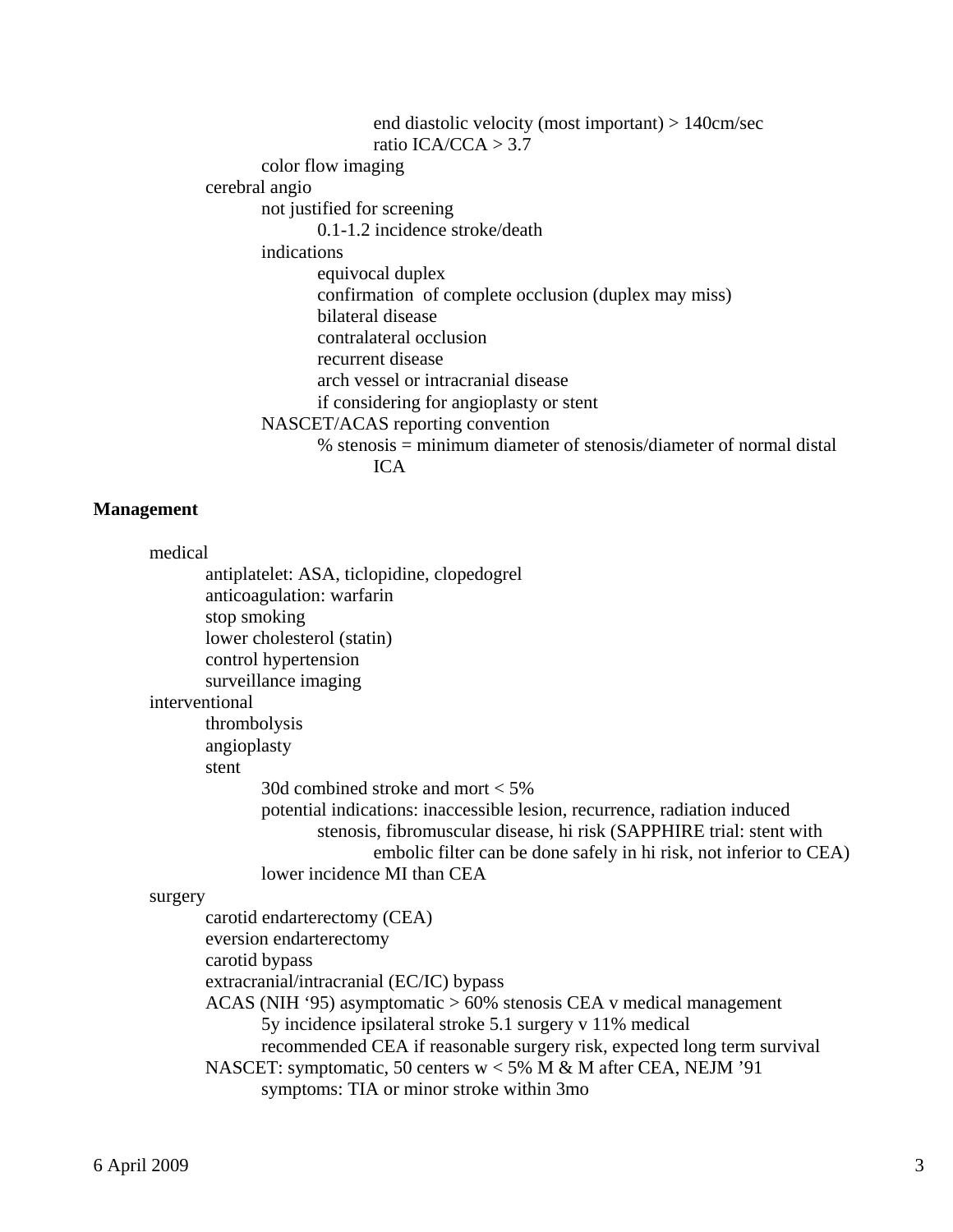- end diastolic velocity (most important) > 140cm/sec
            - ratio ICA/CCA > 3.7
        - color flow imaging
    - cerebral angio
        - not justified for screening
            - 0.1-1.2 incidence stroke/death
        - indications
            - equivocal duplex
            - confirmation of complete occlusion (duplex may miss)
            - bilateral disease
            - contralateral occlusion
            - recurrent disease
            - arch vessel or intracranial disease
            - if considering for angioplasty or stent
        - NASCET/ACAS reporting convention
            - % stenosis = minimum diameter of stenosis/diameter of normal distal ICA

**Management**

- medical
    - antiplatelet: ASA, ticlopidine, clopedogrel
    - anticoagulation: warfarin
    - stop smoking
    - lower cholesterol (statin)
    - control hypertension
    - surveillance imaging
- interventional
    - thrombolysis
    - angioplasty
    - stent
        - 30d combined stroke and mort < 5%
        - potential indications: inaccessible lesion, recurrence, radiation induced stenosis, fibromuscular disease, hi risk (SAPPHIRE trial: stent with embolic filter can be done safely in hi risk, not inferior to CEA)
        - lower incidence MI than CEA
- surgery
    - carotid endarterectomy (CEA)
    - eversion endarterectomy
    - carotid bypass
    - extracranial/intracranial (EC/IC) bypass
    - ACAS (NIH '95) asymptomatic > 60% stenosis CEA v medical management
        - 5y incidence ipsilateral stroke 5.1 surgery v 11% medical
        - recommended CEA if reasonable surgery risk, expected long term survival
    - NASCET: symptomatic, 50 centers w < 5% M & M after CEA, NEJM '91
        - symptoms: TIA or minor stroke within 3mo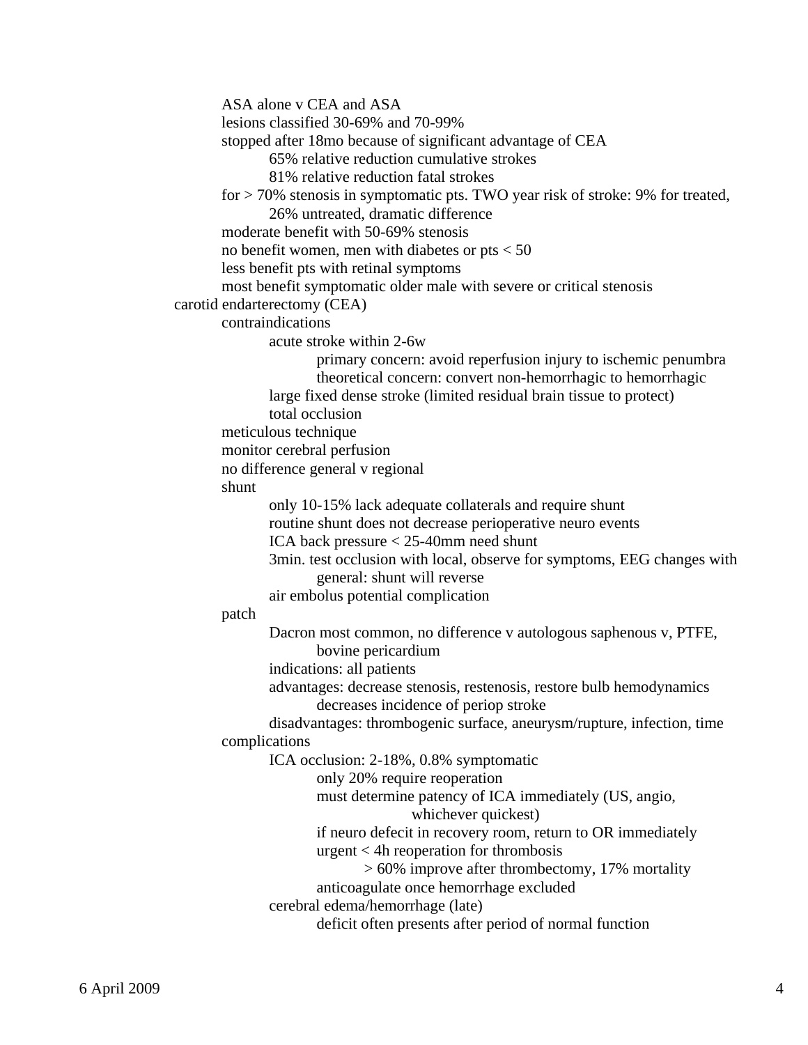- ASA alone v CEA and ASA
- lesions classified 30-69% and 70-99%
- stopped after 18mo because of significant advantage of CEA
  - 65% relative reduction cumulative strokes
  - 81% relative reduction fatal strokes
- for > 70% stenosis in symptomatic pts. TWO year risk of stroke: 9% for treated, 26% untreated, dramatic difference
- moderate benefit with 50-69% stenosis
- no benefit women, men with diabetes or pts < 50
- less benefit pts with retinal symptoms
- most benefit symptomatic older male with severe or critical stenosis

carotid endarterectomy (CEA)

- contraindications
  - acute stroke within 2-6w
    - primary concern: avoid reperfusion injury to ischemic penumbra
    - theoretical concern: convert non-hemorrhagic to hemorrhagic
  - large fixed dense stroke (limited residual brain tissue to protect)
  - total occlusion
- meticulous technique
- monitor cerebral perfusion
- no difference general v regional
- shunt
  - only 10-15% lack adequate collaterals and require shunt
  - routine shunt does not decrease perioperative neuro events
  - ICA back pressure < 25-40mm need shunt
  - 3min. test occlusion with local, observe for symptoms, EEG changes with general: shunt will reverse
  - air embolus potential complication
- patch
  - Dacron most common, no difference v autologous saphenous v, PTFE, bovine pericardium
  - indications: all patients
  - advantages: decrease stenosis, restenosis, restore bulb hemodynamics
    - decreases incidence of periop stroke
  - disadvantages: thrombogenic surface, aneurysm/rupture, infection, time
- complications
  - ICA occlusion: 2-18%, 0.8% symptomatic
    - only 20% require reoperation
    - must determine patency of ICA immediately (US, angio, whichever quickest)
    - if neuro defecit in recovery room, return to OR immediately
    - urgent < 4h reoperation for thrombosis
      - > 60% improve after thrombectomy, 17% mortality
    - anticoagulate once hemorrhage excluded
  - cerebral edema/hemorrhage (late)
    - deficit often presents after period of normal function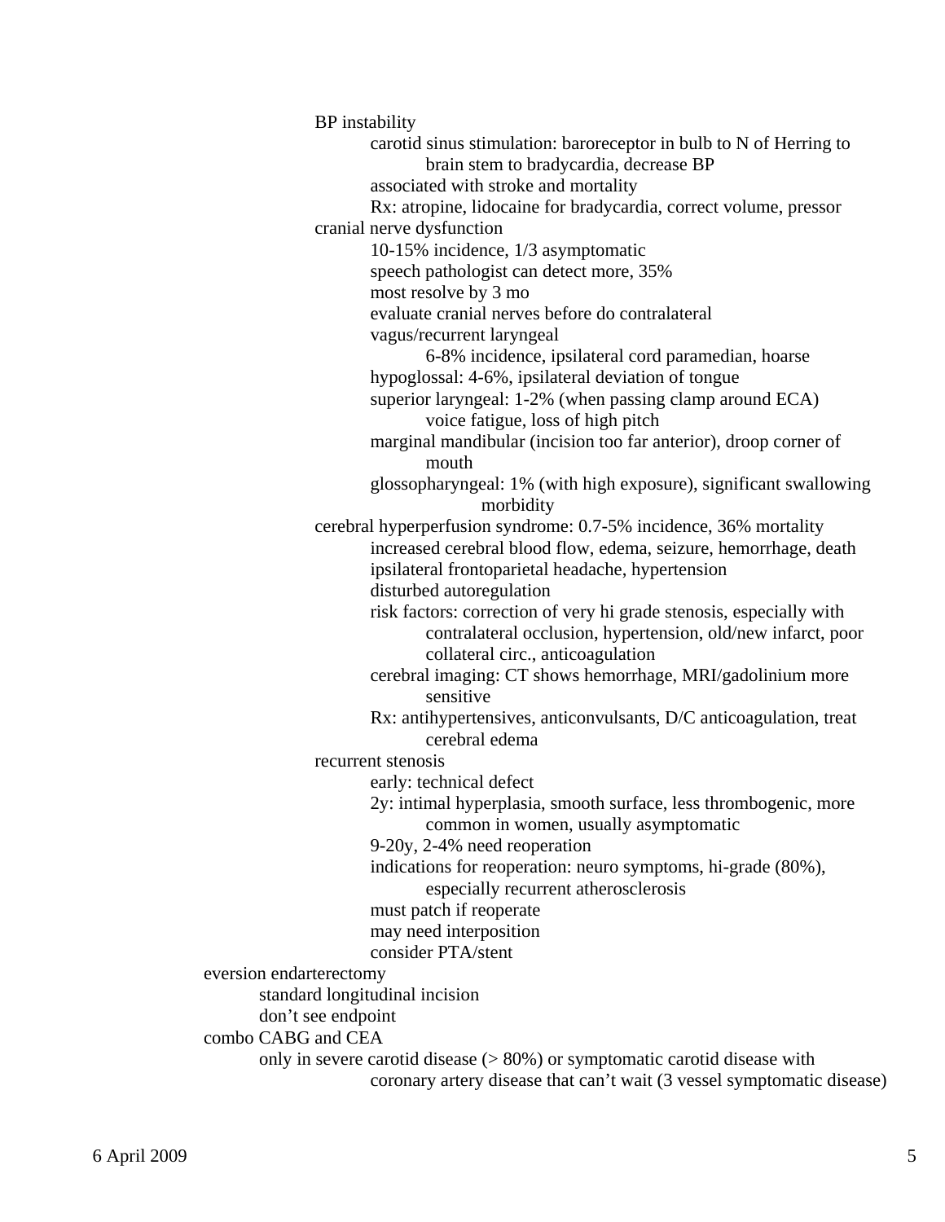- BP instability
  - carotid sinus stimulation: baroreceptor in bulb to N of Herring to brain stem to bradycardia, decrease BP
  - associated with stroke and mortality
  - Rx: atropine, lidocaine for bradycardia, correct volume, pressor
- cranial nerve dysfunction
  - 10-15% incidence, 1/3 asymptomatic
  - speech pathologist can detect more, 35%
  - most resolve by 3 mo
  - evaluate cranial nerves before do contralateral
  - vagus/recurrent laryngeal
    - 6-8% incidence, ipsilateral cord paramedian, hoarse
  - hypoglossal: 4-6%, ipsilateral deviation of tongue
  - superior laryngeal: 1-2% (when passing clamp around ECA)
    - voice fatigue, loss of high pitch
  - marginal mandibular (incision too far anterior), droop corner of mouth
  - glossopharyngeal: 1% (with high exposure), significant swallowing morbidity
- cerebral hyperperfusion syndrome: 0.7-5% incidence, 36% mortality
  - increased cerebral blood flow, edema, seizure, hemorrhage, death
  - ipsilateral frontoparietal headache, hypertension
  - disturbed autoregulation
  - risk factors: correction of very hi grade stenosis, especially with contralateral occlusion, hypertension, old/new infarct, poor collateral circ., anticoagulation
  - cerebral imaging: CT shows hemorrhage, MRI/gadolinium more sensitive
  - Rx: antihypertensives, anticonvulsants, D/C anticoagulation, treat cerebral edema
- recurrent stenosis
  - early: technical defect
  - 2y: intimal hyperplasia, smooth surface, less thrombogenic, more common in women, usually asymptomatic
  - 9-20y, 2-4% need reoperation
  - indications for reoperation: neuro symptoms, hi-grade (80%), especially recurrent atherosclerosis
  - must patch if reoperate
  - may need interposition
  - consider PTA/stent

eversion endarterectomy
- standard longitudinal incision
- don't see endpoint

combo CABG and CEA
- only in severe carotid disease (> 80%) or symptomatic carotid disease with coronary artery disease that can't wait (3 vessel symptomatic disease)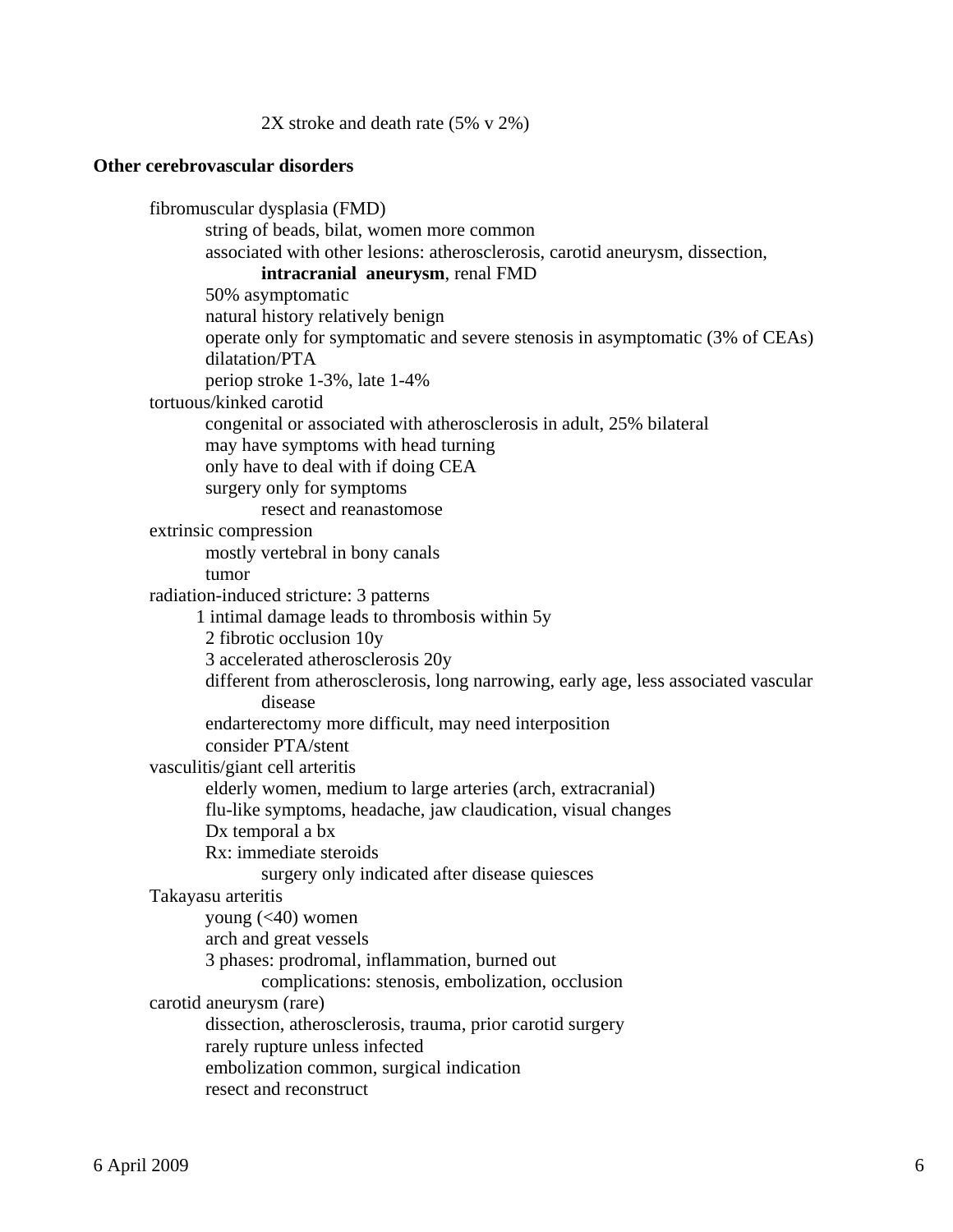- 2X stroke and death rate (5% v 2%)

**Other cerebrovascular disorders**

- fibromuscular dysplasia (FMD)
  - string of beads, bilat, women more common
  - associated with other lesions: atherosclerosis, carotid aneurysm, dissection,
    - **intracranial aneurysm**, renal FMD
  - 50% asymptomatic
  - natural history relatively benign
  - operate only for symptomatic and severe stenosis in asymptomatic (3% of CEAs)
  - dilatation/PTA
  - periop stroke 1-3%, late 1-4%
- tortuous/kinked carotid
  - congenital or associated with atherosclerosis in adult, 25% bilateral
  - may have symptoms with head turning
  - only have to deal with if doing CEA
  - surgery only for symptoms
    - resect and reanastomose
- extrinsic compression
  - mostly vertebral in bony canals
  - tumor
- radiation-induced stricture: 3 patterns
  1. intimal damage leads to thrombosis within 5y
  2. fibrotic occlusion 10y
  3. accelerated atherosclerosis 20y
  - different from atherosclerosis, long narrowing, early age, less associated vascular disease
  - endarterectomy more difficult, may need interposition
  - consider PTA/stent
- vasculitis/giant cell arteritis
  - elderly women, medium to large arteries (arch, extracranial)
  - flu-like symptoms, headache, jaw claudication, visual changes
  - Dx temporal a bx
  - Rx: immediate steroids
    - surgery only indicated after disease quiesces
- Takayasu arteritis
  - young (<40) women
  - arch and great vessels
  - 3 phases: prodromal, inflammation, burned out
    - complications: stenosis, embolization, occlusion
- carotid aneurysm (rare)
  - dissection, atherosclerosis, trauma, prior carotid surgery
  - rarely rupture unless infected
  - embolization common, surgical indication
  - resect and reconstruct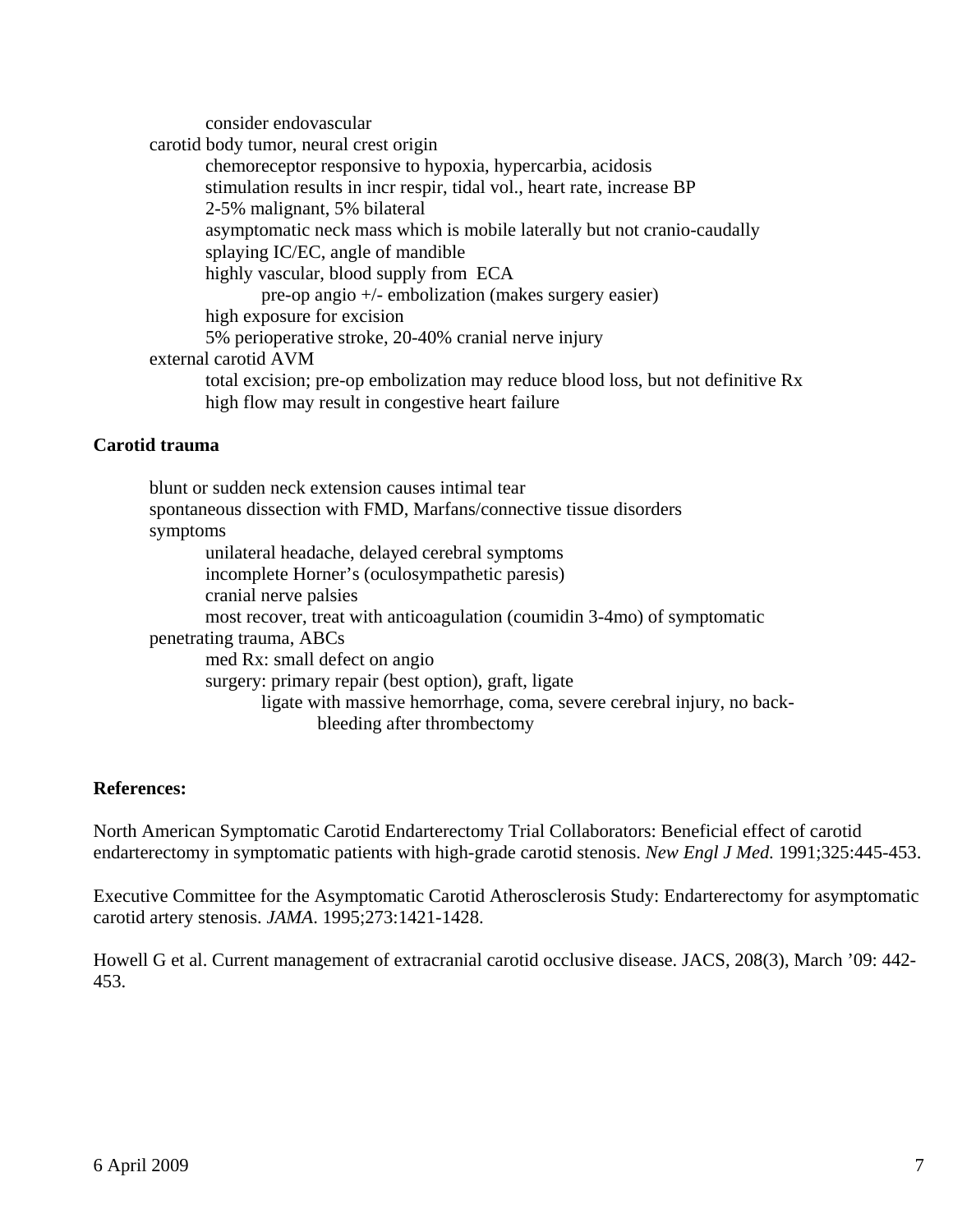- consider endovascular
- carotid body tumor, neural crest origin
  - chemoreceptor responsive to hypoxia, hypercarbia, acidosis
  - stimulation results in incr respir, tidal vol., heart rate, increase BP
  - 2-5% malignant, 5% bilateral
  - asymptomatic neck mass which is mobile laterally but not cranio-caudally
  - splaying IC/EC, angle of mandible
  - highly vascular, blood supply from ECA
    - pre-op angio +/- embolization (makes surgery easier)
  - high exposure for excision
  - 5% perioperative stroke, 20-40% cranial nerve injury
- external carotid AVM
  - total excision; pre-op embolization may reduce blood loss, but not definitive Rx
  - high flow may result in congestive heart failure

**Carotid trauma**

- blunt or sudden neck extension causes intimal tear
- spontaneous dissection with FMD, Marfans/connective tissue disorders
- symptoms
  - unilateral headache, delayed cerebral symptoms
  - incomplete Horner's (oculosympathetic paresis)
  - cranial nerve palsies
  - most recover, treat with anticoagulation (coumidin 3-4mo) of symptomatic
- penetrating trauma, ABCs
  - med Rx: small defect on angio
  - surgery: primary repair (best option), graft, ligate
    - ligate with massive hemorrhage, coma, severe cerebral injury, no back-bleeding after thrombectomy

**References:**

North American Symptomatic Carotid Endarterectomy Trial Collaborators: Beneficial effect of carotid endarterectomy in symptomatic patients with high-grade carotid stenosis. *New Engl J Med.* 1991;325:445-453.

Executive Committee for the Asymptomatic Carotid Atherosclerosis Study: Endarterectomy for asymptomatic carotid artery stenosis. *JAMA*. 1995;273:1421-1428.

Howell G et al. Current management of extracranial carotid occlusive disease. JACS, 208(3), March '09: 442-453.